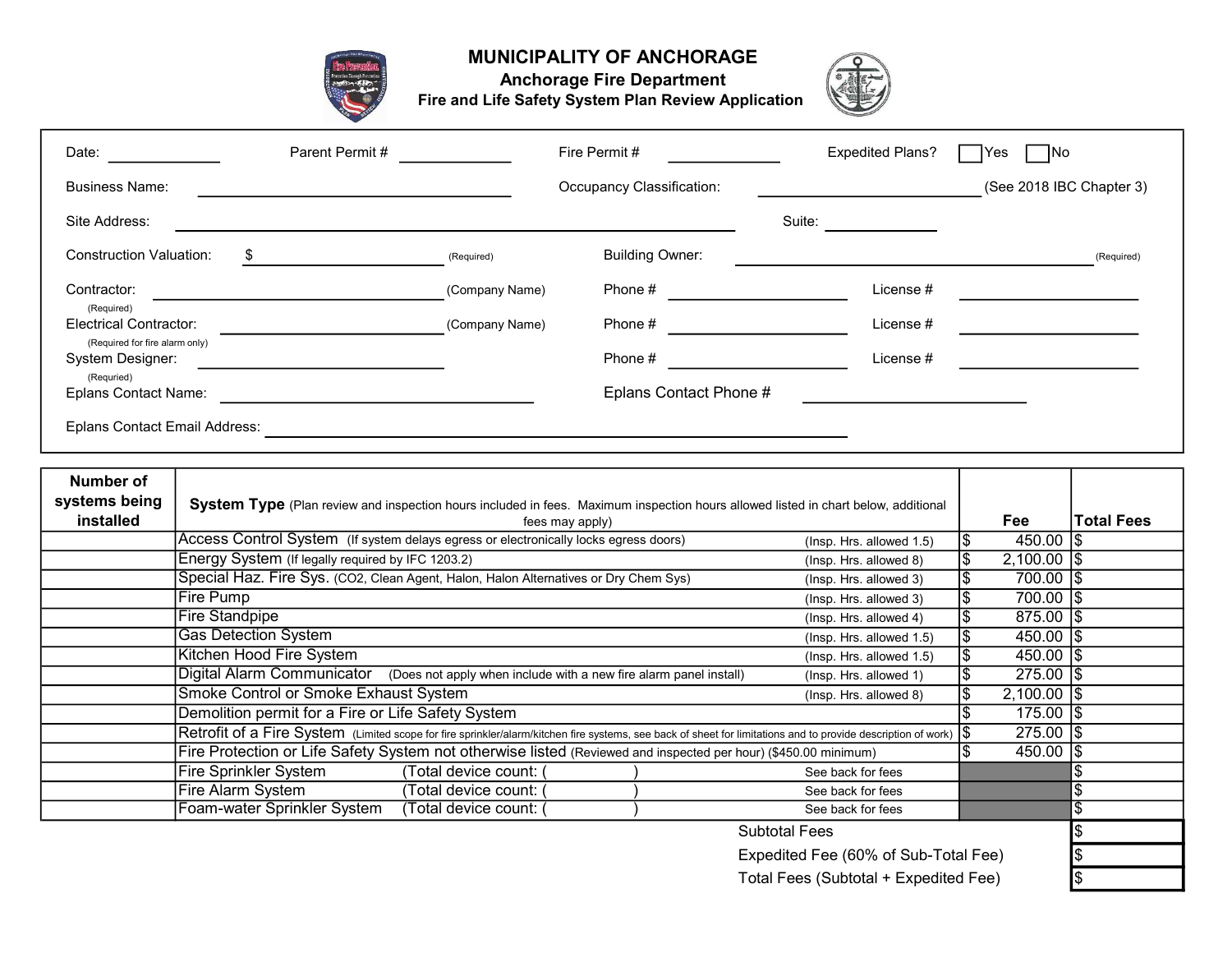# MUNICIPALITY OF ANCHORAGE

## Anchorage Fire Department

### Fire and Life Safety System Plan Review Application

Date: ______________ Parent Permit # ______________ Fire Permit # ______________ Expedited Plans? ☐ Yes ☐ No

Business Name: ______________________________ Occupancy Classification: ______________________ (See 2018 IBC Chapter 3)

Site Address: ______________________________________________ Suite: ______________

Construction Valuation: $ ______________________ (Required) Building Owner: ______________________________ (Required)

Contractor: ______________________ (Company Name) Phone # ______________ License # ______________
(Required)

Electrical Contractor: ______________________ (Company Name) Phone # ______________ License # ______________
(Required for fire alarm only)

System Designer: ______________________ Phone # ______________ License # ______________
(Required)

Eplans Contact Name: ______________________ Eplans Contact Phone # ______________________

Eplans Contact Email Address: ______________________________________

| Number of systems being installed | System Type (Plan review and inspection hours included in fees. Maximum inspection hours allowed listed in chart below, additional fees may apply) | | Fee | Total Fees |
|---|---|---|---|---|
| | Access Control System (If system delays egress or electronically locks egress doors) | (Insp. Hrs. allowed 1.5) | $ 450.00 | $ |
| | Energy System (If legally required by IFC 1203.2) | (Insp. Hrs. allowed 8) | $ 2,100.00 | $ |
| | Special Haz. Fire Sys. ($CO_2$, Clean Agent, Halon, Halon Alternatives or Dry Chem Sys) | (Insp. Hrs. allowed 3) | $ 700.00 | $ |
| | Fire Pump | (Insp. Hrs. allowed 3) | $ 700.00 | $ |
| | Fire Standpipe | (Insp. Hrs. allowed 4) | $ 875.00 | $ |
| | Gas Detection System | (Insp. Hrs. allowed 1.5) | $ 450.00 | $ |
| | Kitchen Hood Fire System | (Insp. Hrs. allowed 1.5) | $ 450.00 | $ |
| | Digital Alarm Communicator (Does not apply when include with a new fire alarm panel install) | (Insp. Hrs. allowed 1) | $ 275.00 | $ |
| | Smoke Control or Smoke Exhaust System | (Insp. Hrs. allowed 8) | $ 2,100.00 | $ |
| | Demolition permit for a Fire or Life Safety System | | $ 175.00 | $ |
| | Retrofit of a Fire System (Limited scope for fire sprinkler/alarm/kitchen fire systems, see back of sheet for limitations and to provide description of work) | | $ 275.00 | $ |
| | Fire Protection or Life Safety System not otherwise listed (Reviewed and inspected per hour) ($450.00 minimum) | | $ 450.00 | $ |
| | Fire Sprinkler System (Total device count: ( )) | See back for fees | | $ |
| | Fire Alarm System (Total device count: ( )) | See back for fees | | $ |
| | Foam-water Sprinkler System (Total device count: ( )) | See back for fees | | $ |

| | |
|---|---|
| Subtotal Fees | $ |
| Expedited Fee (60% of Sub-Total Fee) | $ |
| Total Fees (Subtotal + Expedited Fee) | $ |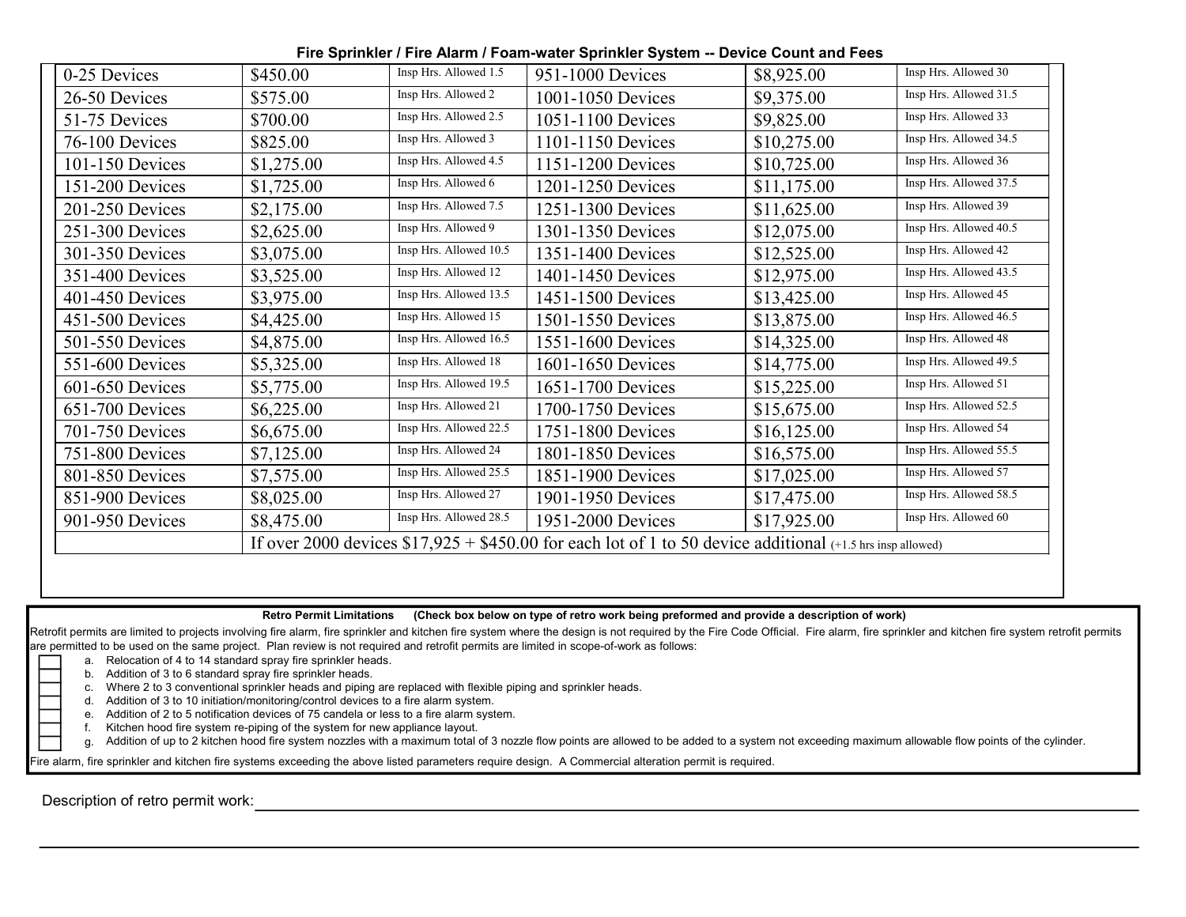**Fire Sprinkler / Fire Alarm / Foam-water Sprinkler System -- Device Count and Fees**

| | | | | | |
|---|---|---|---|---|---|
| 0-25 Devices | $450.00 | Insp Hrs. Allowed 1.5 | 951-1000 Devices | $8,925.00 | Insp Hrs. Allowed 30 |
| 26-50 Devices | $575.00 | Insp Hrs. Allowed 2 | 1001-1050 Devices | $9,375.00 | Insp Hrs. Allowed 31.5 |
| 51-75 Devices | $700.00 | Insp Hrs. Allowed 2.5 | 1051-1100 Devices | $9,825.00 | Insp Hrs. Allowed 33 |
| 76-100 Devices | $825.00 | Insp Hrs. Allowed 3 | 1101-1150 Devices | $10,275.00 | Insp Hrs. Allowed 34.5 |
| 101-150 Devices | $1,275.00 | Insp Hrs. Allowed 4.5 | 1151-1200 Devices | $10,725.00 | Insp Hrs. Allowed 36 |
| 151-200 Devices | $1,725.00 | Insp Hrs. Allowed 6 | 1201-1250 Devices | $11,175.00 | Insp Hrs. Allowed 37.5 |
| 201-250 Devices | $2,175.00 | Insp Hrs. Allowed 7.5 | 1251-1300 Devices | $11,625.00 | Insp Hrs. Allowed 39 |
| 251-300 Devices | $2,625.00 | Insp Hrs. Allowed 9 | 1301-1350 Devices | $12,075.00 | Insp Hrs. Allowed 40.5 |
| 301-350 Devices | $3,075.00 | Insp Hrs. Allowed 10.5 | 1351-1400 Devices | $12,525.00 | Insp Hrs. Allowed 42 |
| 351-400 Devices | $3,525.00 | Insp Hrs. Allowed 12 | 1401-1450 Devices | $12,975.00 | Insp Hrs. Allowed 43.5 |
| 401-450 Devices | $3,975.00 | Insp Hrs. Allowed 13.5 | 1451-1500 Devices | $13,425.00 | Insp Hrs. Allowed 45 |
| 451-500 Devices | $4,425.00 | Insp Hrs. Allowed 15 | 1501-1550 Devices | $13,875.00 | Insp Hrs. Allowed 46.5 |
| 501-550 Devices | $4,875.00 | Insp Hrs. Allowed 16.5 | 1551-1600 Devices | $14,325.00 | Insp Hrs. Allowed 48 |
| 551-600 Devices | $5,325.00 | Insp Hrs. Allowed 18 | 1601-1650 Devices | $14,775.00 | Insp Hrs. Allowed 49.5 |
| 601-650 Devices | $5,775.00 | Insp Hrs. Allowed 19.5 | 1651-1700 Devices | $15,225.00 | Insp Hrs. Allowed 51 |
| 651-700 Devices | $6,225.00 | Insp Hrs. Allowed 21 | 1700-1750 Devices | $15,675.00 | Insp Hrs. Allowed 52.5 |
| 701-750 Devices | $6,675.00 | Insp Hrs. Allowed 22.5 | 1751-1800 Devices | $16,125.00 | Insp Hrs. Allowed 54 |
| 751-800 Devices | $7,125.00 | Insp Hrs. Allowed 24 | 1801-1850 Devices | $16,575.00 | Insp Hrs. Allowed 55.5 |
| 801-850 Devices | $7,575.00 | Insp Hrs. Allowed 25.5 | 1851-1900 Devices | $17,025.00 | Insp Hrs. Allowed 57 |
| 851-900 Devices | $8,025.00 | Insp Hrs. Allowed 27 | 1901-1950 Devices | $17,475.00 | Insp Hrs. Allowed 58.5 |
| 901-950 Devices | $8,475.00 | Insp Hrs. Allowed 28.5 | 1951-2000 Devices | $17,925.00 | Insp Hrs. Allowed 60 |
| | If over 2000 devices $17,925 + $450.00 for each lot of 1 to 50 device additional (+1.5 hrs insp allowed) | | | | |

**Retro Permit Limitations (Check box below on type of retro work being preformed and provide a description of work)**

Retrofit permits are limited to projects involving fire alarm, fire sprinkler and kitchen fire system where the design is not required by the Fire Code Official. Fire alarm, fire sprinkler and kitchen fire system retrofit permits are permitted to be used on the same project. Plan review is not required and retrofit permits are limited in scope-of-work as follows:

- ☐ a. Relocation of 4 to 14 standard spray fire sprinkler heads.
- ☐ b. Addition of 3 to 6 standard spray fire sprinkler heads.
- ☐ c. Where 2 to 3 conventional sprinkler heads and piping are replaced with flexible piping and sprinkler heads.
- ☐ d. Addition of 3 to 10 initiation/monitoring/control devices to a fire alarm system.
- ☐ e. Addition of 2 to 5 notification devices of 75 candela or less to a fire alarm system.
- ☐ f. Kitchen hood fire system re-piping of the system for new appliance layout.
- ☐ g. Addition of up to 2 kitchen hood fire system nozzles with a maximum total of 3 nozzle flow points are allowed to be added to a system not exceeding maximum allowable flow points of the cylinder.

Fire alarm, fire sprinkler and kitchen fire systems exceeding the above listed parameters require design. A Commercial alteration permit is required.

Description of retro permit work: ______________________________

______________________________